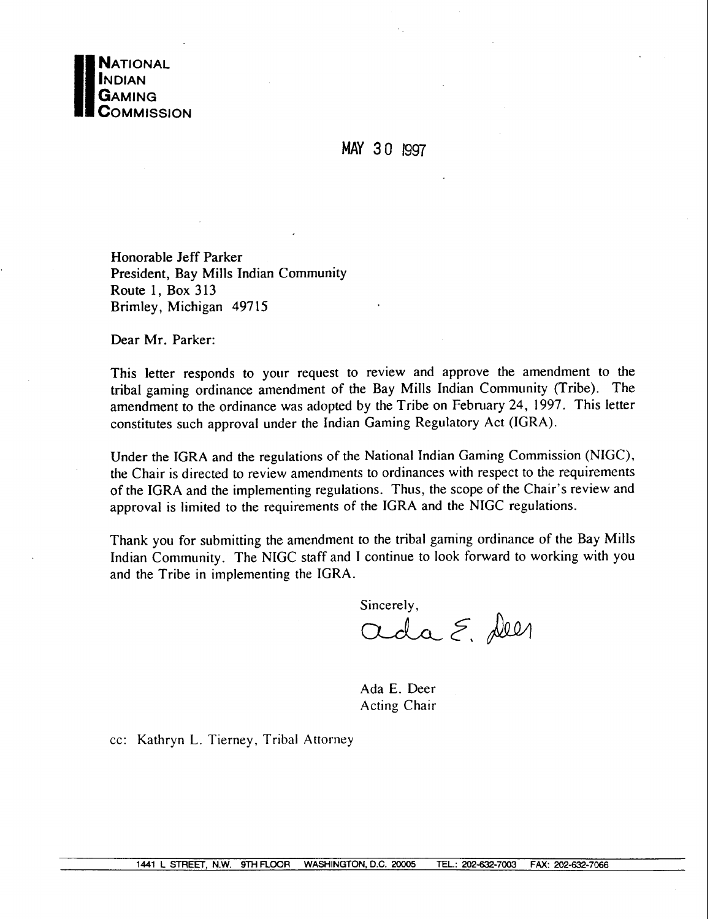**NATIONAL INDIAN GAMING COMMISSION**

MAY 30 1997

Honorable Jeff Parker
President, Bay Mills Indian Community
Route 1, Box 313
Brimley, Michigan 49715

Dear Mr. Parker:

This letter responds to your request to review and approve the amendment to the tribal gaming ordinance amendment of the Bay Mills Indian Community (Tribe). The amendment to the ordinance was adopted by the Tribe on February 24, 1997. This letter constitutes such approval under the Indian Gaming Regulatory Act (IGRA).

Under the IGRA and the regulations of the National Indian Gaming Commission (NIGC), the Chair is directed to review amendments to ordinances with respect to the requirements of the IGRA and the implementing regulations. Thus, the scope of the Chair's review and approval is limited to the requirements of the IGRA and the NIGC regulations.

Thank you for submitting the amendment to the tribal gaming ordinance of the Bay Mills Indian Community. The NIGC staff and I continue to look forward to working with you and the Tribe in implementing the IGRA.

Sincerely,

Ada E. Deer

Ada E. Deer
Acting Chair

cc: Kathryn L. Tierney, Tribal Attorney

1441 L STREET, N.W. 9TH FLOOR WASHINGTON, D.C. 20005 TEL.: 202-632-7003 FAX: 202-632-7066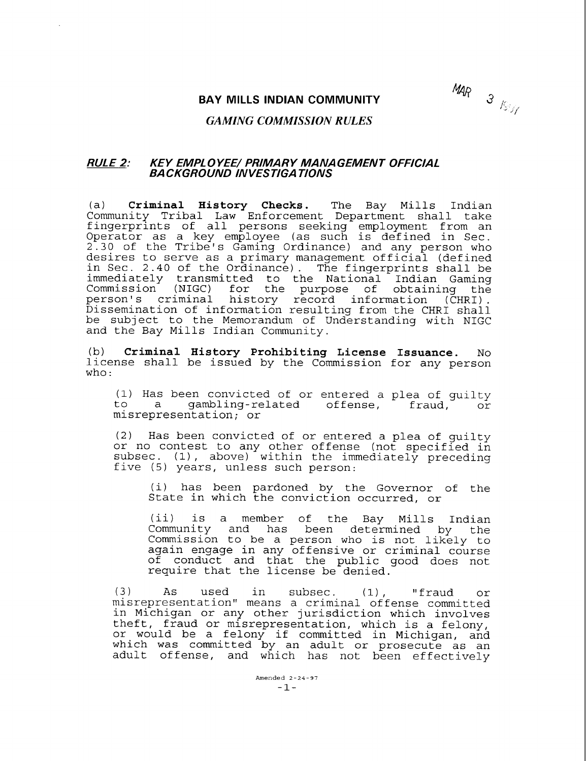MAR 3 1997

# BAY MILLS INDIAN COMMUNITY

## *GAMING COMMISSION RULES*

### ***RULE 2:*** ***KEY EMPLOYEE/ PRIMARY MANAGEMENT OFFICIAL BACKGROUND INVESTIGATIONS***

(a) **Criminal History Checks.** The Bay Mills Indian Community Tribal Law Enforcement Department shall take fingerprints of all persons seeking employment from an Operator as a key employee (as such is defined in Sec. 2.30 of the Tribe's Gaming Ordinance) and any person who desires to serve as a primary management official (defined in Sec. 2.40 of the Ordinance). The fingerprints shall be immediately transmitted to the National Indian Gaming Commission (NIGC) for the purpose of obtaining the person's criminal history record information (CHRI). Dissemination of information resulting from the CHRI shall be subject to the Memorandum of Understanding with NIGC and the Bay Mills Indian Community.

(b) **Criminal History Prohibiting License Issuance.** No license shall be issued by the Commission for any person who:

(1) Has been convicted of or entered a plea of guilty to a gambling-related offense, fraud, or misrepresentation; or

(2) Has been convicted of or entered a plea of guilty or no contest to any other offense (not specified in subsec. (1), above) within the immediately preceding five (5) years, unless such person:

(i) has been pardoned by the Governor of the State in which the conviction occurred, or

(ii) is a member of the Bay Mills Indian Community and has been determined by the Commission to be a person who is not likely to again engage in any offensive or criminal course of conduct and that the public good does not require that the license be denied.

(3) As used in subsec. (1), "fraud or misrepresentation" means a criminal offense committed in Michigan or any other jurisdiction which involves theft, fraud or misrepresentation, which is a felony, or would be a felony if committed in Michigan, and which was committed by an adult or prosecute as an adult offense, and which has not been effectively

Amended 2-24-97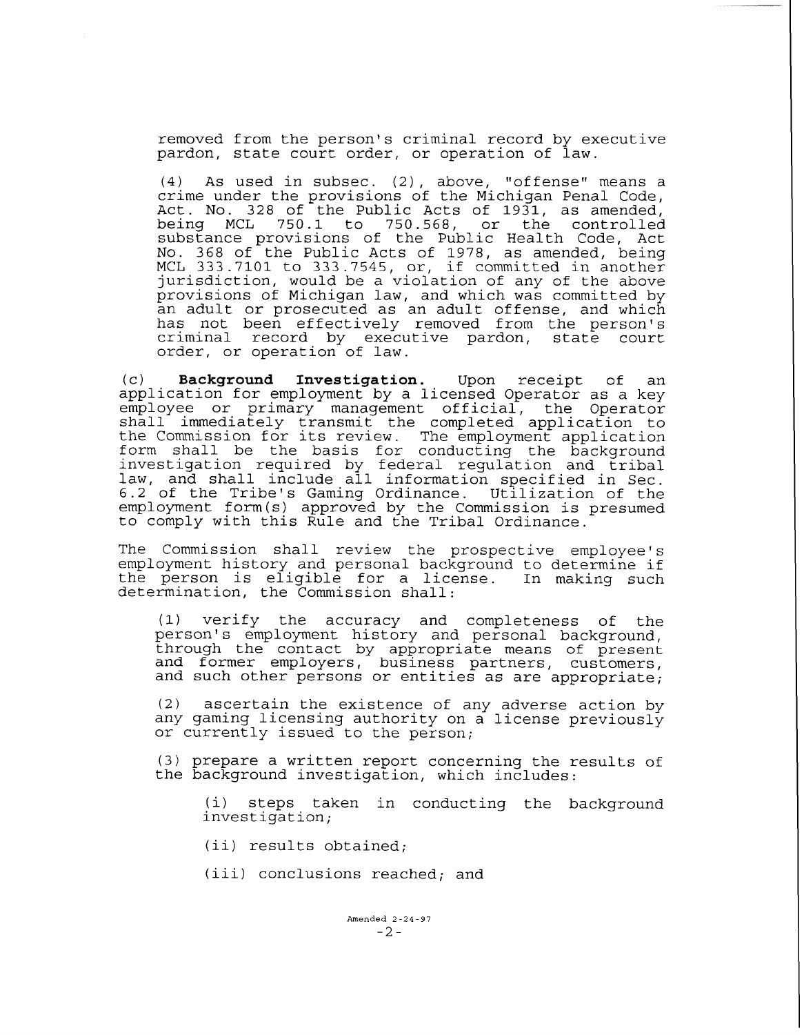removed from the person's criminal record by executive pardon, state court order, or operation of law.

(4) As used in subsec. (2), above, "offense" means a crime under the provisions of the Michigan Penal Code, Act. No. 328 of the Public Acts of 1931, as amended, being MCL 750.1 to 750.568, or the controlled substance provisions of the Public Health Code, Act No. 368 of the Public Acts of 1978, as amended, being MCL 333.7101 to 333.7545, or, if committed in another jurisdiction, would be a violation of any of the above provisions of Michigan law, and which was committed by an adult or prosecuted as an adult offense, and which has not been effectively removed from the person's criminal record by executive pardon, state court order, or operation of law.

(c) **Background Investigation.** Upon receipt of an application for employment by a licensed Operator as a key employee or primary management official, the Operator shall immediately transmit the completed application to the Commission for its review. The employment application form shall be the basis for conducting the background investigation required by federal regulation and tribal law, and shall include all information specified in Sec. 6.2 of the Tribe's Gaming Ordinance. Utilization of the employment form(s) approved by the Commission is presumed to comply with this Rule and the Tribal Ordinance.

The Commission shall review the prospective employee's employment history and personal background to determine if the person is eligible for a license. In making such determination, the Commission shall:

(1) verify the accuracy and completeness of the person's employment history and personal background, through the contact by appropriate means of present and former employers, business partners, customers, and such other persons or entities as are appropriate;

(2) ascertain the existence of any adverse action by any gaming licensing authority on a license previously or currently issued to the person;

(3) prepare a written report concerning the results of the background investigation, which includes:

(i) steps taken in conducting the background investigation;

(ii) results obtained;

(iii) conclusions reached; and

Amended 2-24-97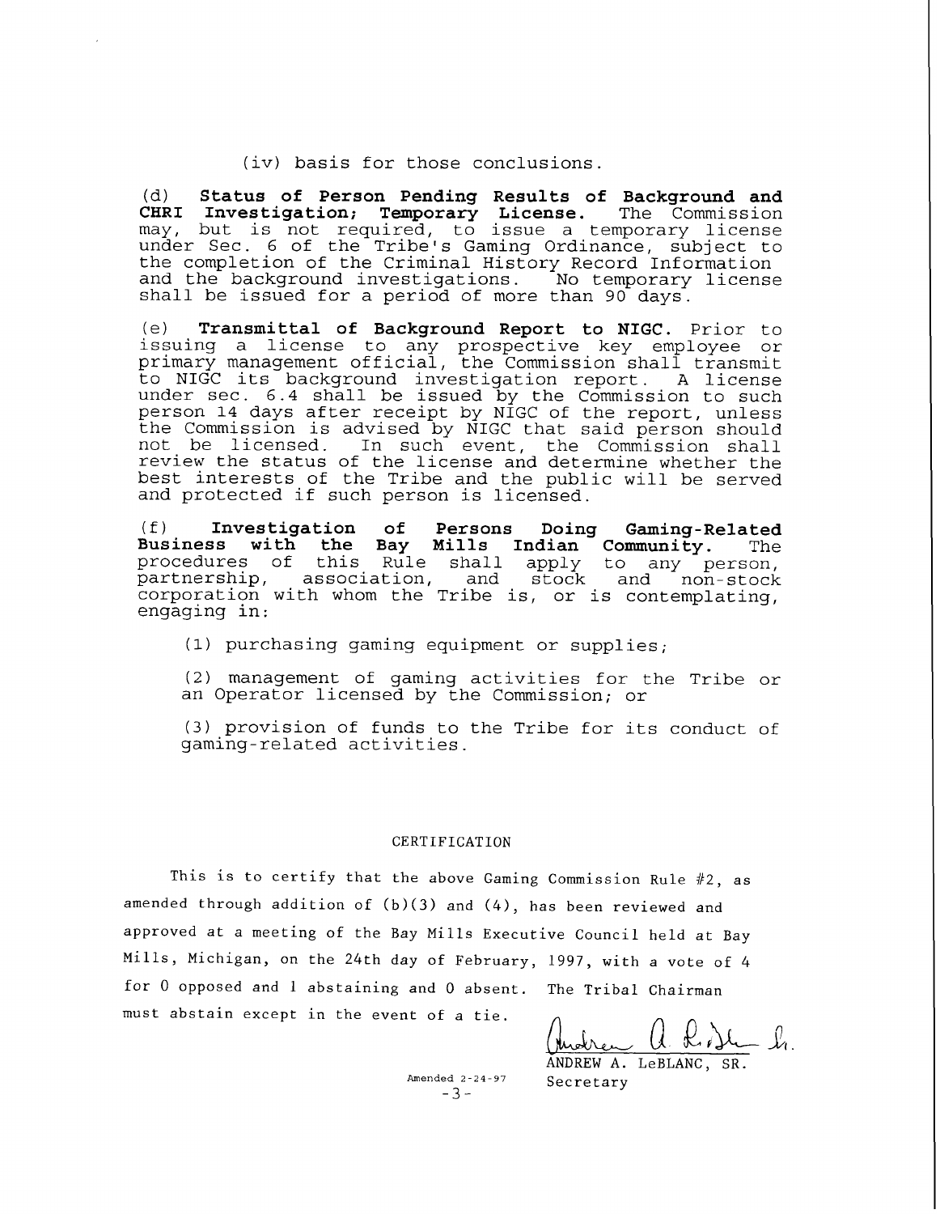(iv) basis for those conclusions.

(d) **Status of Person Pending Results of Background and CHRI Investigation; Temporary License.** The Commission may, but is not required, to issue a temporary license under Sec. 6 of the Tribe's Gaming Ordinance, subject to the completion of the Criminal History Record Information and the background investigations. No temporary license shall be issued for a period of more than 90 days.

(e) **Transmittal of Background Report to NIGC.** Prior to issuing a license to any prospective key employee or primary management official, the Commission shall transmit to NIGC its background investigation report. A license under sec. 6.4 shall be issued by the Commission to such person 14 days after receipt by NIGC of the report, unless the Commission is advised by NIGC that said person should not be licensed. In such event, the Commission shall review the status of the license and determine whether the best interests of the Tribe and the public will be served and protected if such person is licensed.

(f) **Investigation of Persons Doing Gaming-Related Business with the Bay Mills Indian Community.** The procedures of this Rule shall apply to any person, partnership, association, and stock and non-stock corporation with whom the Tribe is, or is contemplating, engaging in:

(1) purchasing gaming equipment or supplies;

(2) management of gaming activities for the Tribe or an Operator licensed by the Commission; or

(3) provision of funds to the Tribe for its conduct of gaming-related activities.

CERTIFICATION

This is to certify that the above Gaming Commission Rule #2, as amended through addition of (b)(3) and (4), has been reviewed and approved at a meeting of the Bay Mills Executive Council held at Bay Mills, Michigan, on the 24th day of February, 1997, with a vote of 4 for 0 opposed and 1 abstaining and 0 absent. The Tribal Chairman must abstain except in the event of a tie.

ANDREW A. LeBLANC, SR.
Secretary

Amended 2-24-97